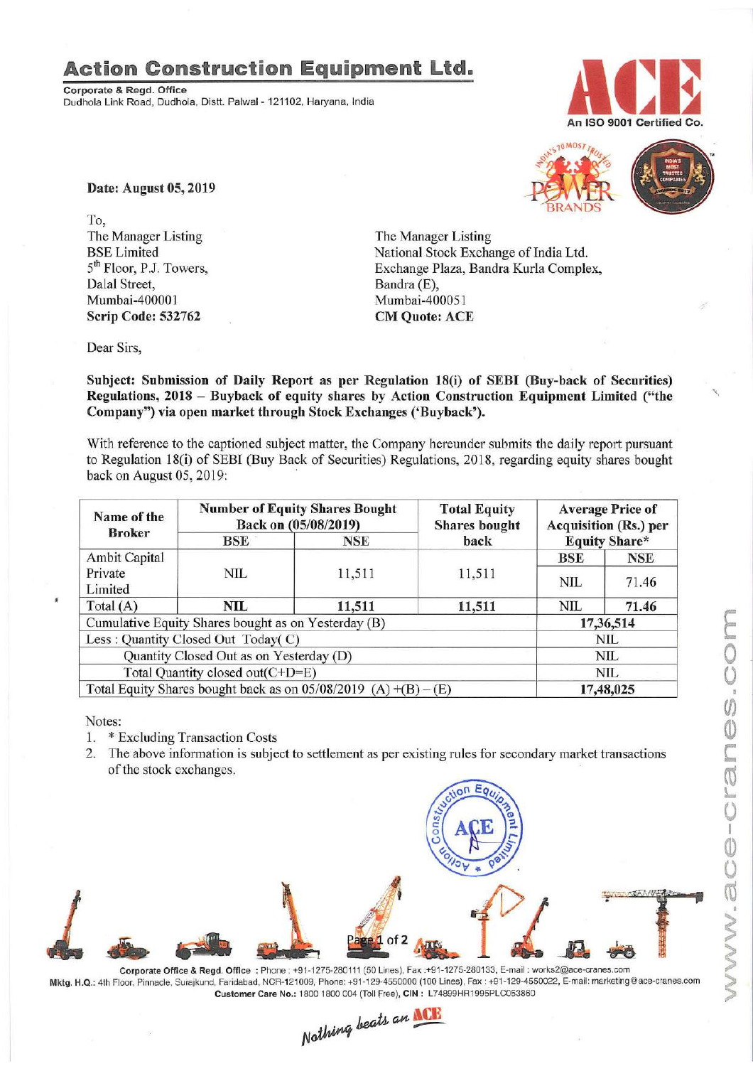# Action Construction Equipment Ltd.

**Corporate & Regd. Office**
Dudhola Link Road, Dudhola, Distt. Palwal - 121102, Haryana, India

An ISO 9001 Certified Co.

**Date: August 05, 2019**

To,
The Manager Listing
BSE Limited
5th Floor, P.J. Towers,
Dalal Street,
Mumbai-400001
**Scrip Code: 532762**

The Manager Listing
National Stock Exchange of India Ltd.
Exchange Plaza, Bandra Kurla Complex,
Bandra (E),
Mumbai-400051
**CM Quote: ACE**

Dear Sirs,

**Subject: Submission of Daily Report as per Regulation 18(i) of SEBI (Buy-back of Securities) Regulations, 2018 – Buyback of equity shares by Action Construction Equipment Limited ("the Company") via open market through Stock Exchanges ('Buyback').**

With reference to the captioned subject matter, the Company hereunder submits the daily report pursuant to Regulation 18(i) of SEBI (Buy Back of Securities) Regulations, 2018, regarding equity shares bought back on August 05, 2019:

| Name of the Broker | Number of Equity Shares Bought Back on (05/08/2019) | | Total Equity Shares bought back | Average Price of Acquisition (Rs.) per Equity Share* | |
|---|---|---|---|---|---|
| | BSE | NSE | | BSE | NSE |
| Ambit Capital Private Limited | NIL | 11,511 | 11,511 | NIL | 71.46 |
| **Total (A)** | **NIL** | **11,511** | **11,511** | **NIL** | **71.46** |
| Cumulative Equity Shares bought as on Yesterday (B) | | | | **17,36,514** | |
| Less : Quantity Closed Out Today( C) | | | | NIL | |
| Quantity Closed Out as on Yesterday (D) | | | | NIL | |
| Total Quantity closed out(C+D=E) | | | | NIL | |
| Total Equity Shares bought back as on 05/08/2019 (A) +(B) – (E) | | | | **17,48,025** | |

Notes:

1. * Excluding Transaction Costs
2. The above information is subject to settlement as per existing rules for secondary market transactions of the stock exchanges.

Corporate Office & Regd. Office : Phone : +91-1275-280111 (50 Lines), Fax :+91-1275-280133, E-mail : works2@ace-cranes.com
Mktg. H.Q.: 4th Floor, Pinnacle, Surajkund, Faridabad, NCR-121009, Phone: +91-129-4550000 (100 Lines), Fax : +91-129-4550022, E-mail: marketing@ace-cranes.com
Customer Care No.: 1800 1800 004 (Toll Free), CIN : L74899HR1995PLC053860

*Nothing beats an ACE*

www.ace-cranes.com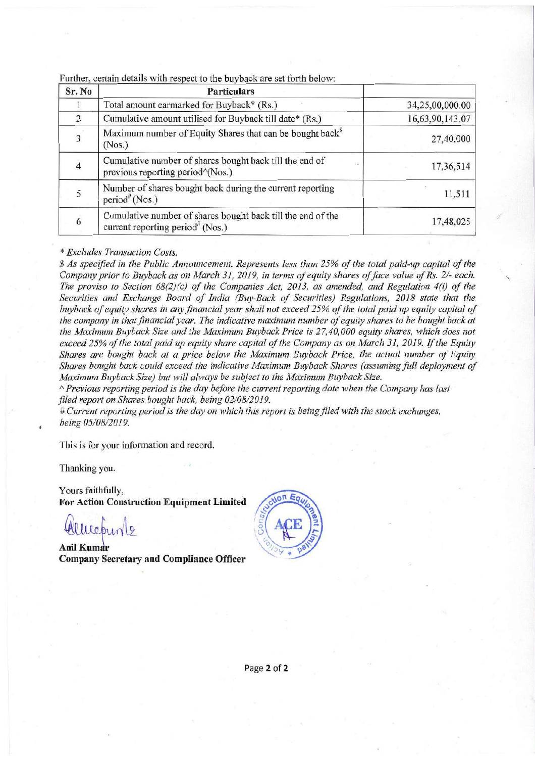Further, certain details with respect to the buyback are set forth below:

| Sr. No | Particulars | |
|---|---|---|
| 1 | Total amount earmarked for Buyback* (Rs.) | 34,25,00,000.00 |
| 2 | Cumulative amount utilised for Buyback till date* (Rs.) | 16,63,90,143.07 |
| 3 | Maximum number of Equity Shares that can be bought back$ (Nos.) | 27,40,000 |
| 4 | Cumulative number of shares bought back till the end of previous reporting period^(Nos.) | 17,36,514 |
| 5 | Number of shares bought back during the current reporting period# (Nos.) | 11,511 |
| 6 | Cumulative number of shares bought back till the end of the current reporting period# (Nos.) | 17,48,025 |

*\* Excludes Transaction Costs.*

*$ As specified in the Public Announcement. Represents less than 25% of the total paid-up capital of the Company prior to Buyback as on March 31, 2019, in terms of equity shares of face value of Rs. 2/- each. The proviso to Section 68(2)(c) of the Companies Act, 2013, as amended, and Regulation 4(i) of the Securities and Exchange Board of India (Buy-Back of Securities) Regulations, 2018 state that the buyback of equity shares in any financial year shall not exceed 25% of the total paid up equity capital of the company in that financial year. The indicative maximum number of equity shares to be bought back at the Maximum Buyback Size and the Maximum Buyback Price is 27,40,000 equity shares, which does not exceed 25% of the total paid up equity share capital of the Company as on March 31, 2019. If the Equity Shares are bought back at a price below the Maximum Buyback Price, the actual number of Equity Shares bought back could exceed the indicative Maximum Buyback Shares (assuming full deployment of Maximum Buyback Size) but will always be subject to the Maximum Buyback Size.*

*^ Previous reporting period is the day before the current reporting date when the Company has last filed report on Shares bought back, being 02/08/2019.*

*# Current reporting period is the day on which this report is being filed with the stock exchanges, being 05/08/2019.*

This is for your information and record.

Thanking you.

Yours faithfully,
**For Action Construction Equipment Limited**

**Anil Kumar**
**Company Secretary and Compliance Officer**